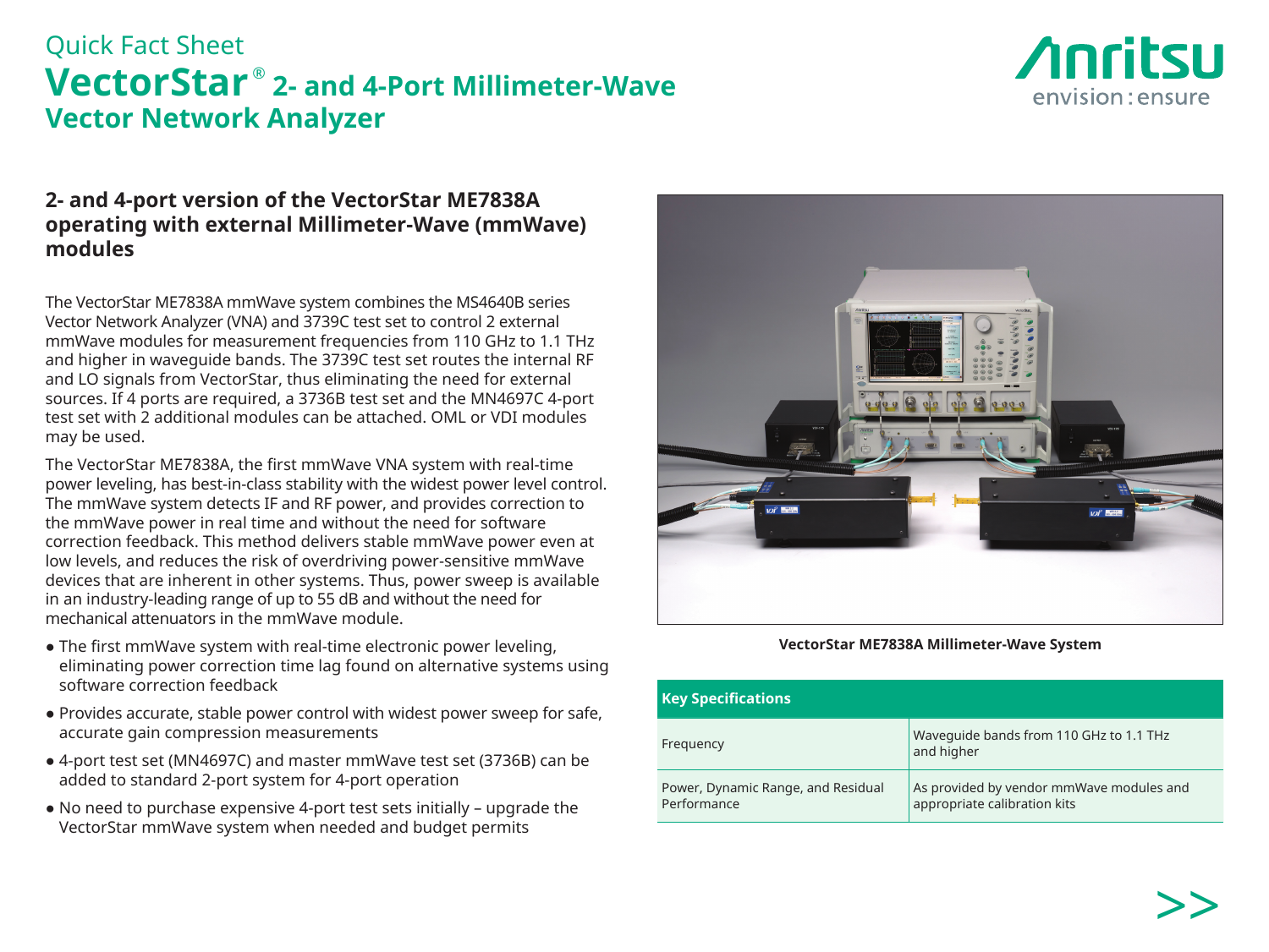Quick Fact Sheet

# VectorStar® 2- and 4-Port Millimeter-Wave Vector Network Analyzer

## 2- and 4-port version of the VectorStar ME7838A operating with external Millimeter-Wave (mmWave) modules

The VectorStar ME7838A mmWave system combines the MS4640B series Vector Network Analyzer (VNA) and 3739C test set to control 2 external mmWave modules for measurement frequencies from 110 GHz to 1.1 THz and higher in waveguide bands. The 3739C test set routes the internal RF and LO signals from VectorStar, thus eliminating the need for external sources. If 4 ports are required, a 3736B test set and the MN4697C 4-port test set with 2 additional modules can be attached. OML or VDI modules may be used.

The VectorStar ME7838A, the first mmWave VNA system with real-time power leveling, has best-in-class stability with the widest power level control. The mmWave system detects IF and RF power, and provides correction to the mmWave power in real time and without the need for software correction feedback. This method delivers stable mmWave power even at low levels, and reduces the risk of overdriving power-sensitive mmWave devices that are inherent in other systems. Thus, power sweep is available in an industry-leading range of up to 55 dB and without the need for mechanical attenuators in the mmWave module.

- The first mmWave system with real-time electronic power leveling, eliminating power correction time lag found on alternative systems using software correction feedback
- Provides accurate, stable power control with widest power sweep for safe, accurate gain compression measurements
- 4-port test set (MN4697C) and master mmWave test set (3736B) can be added to standard 2-port system for 4-port operation
- No need to purchase expensive 4-port test sets initially – upgrade the VectorStar mmWave system when needed and budget permits

VectorStar ME7838A Millimeter-Wave System

| Key Specifications | |
|---|---|
| Frequency | Waveguide bands from 110 GHz to 1.1 THz and higher |
| Power, Dynamic Range, and Residual Performance | As provided by vendor mmWave modules and appropriate calibration kits |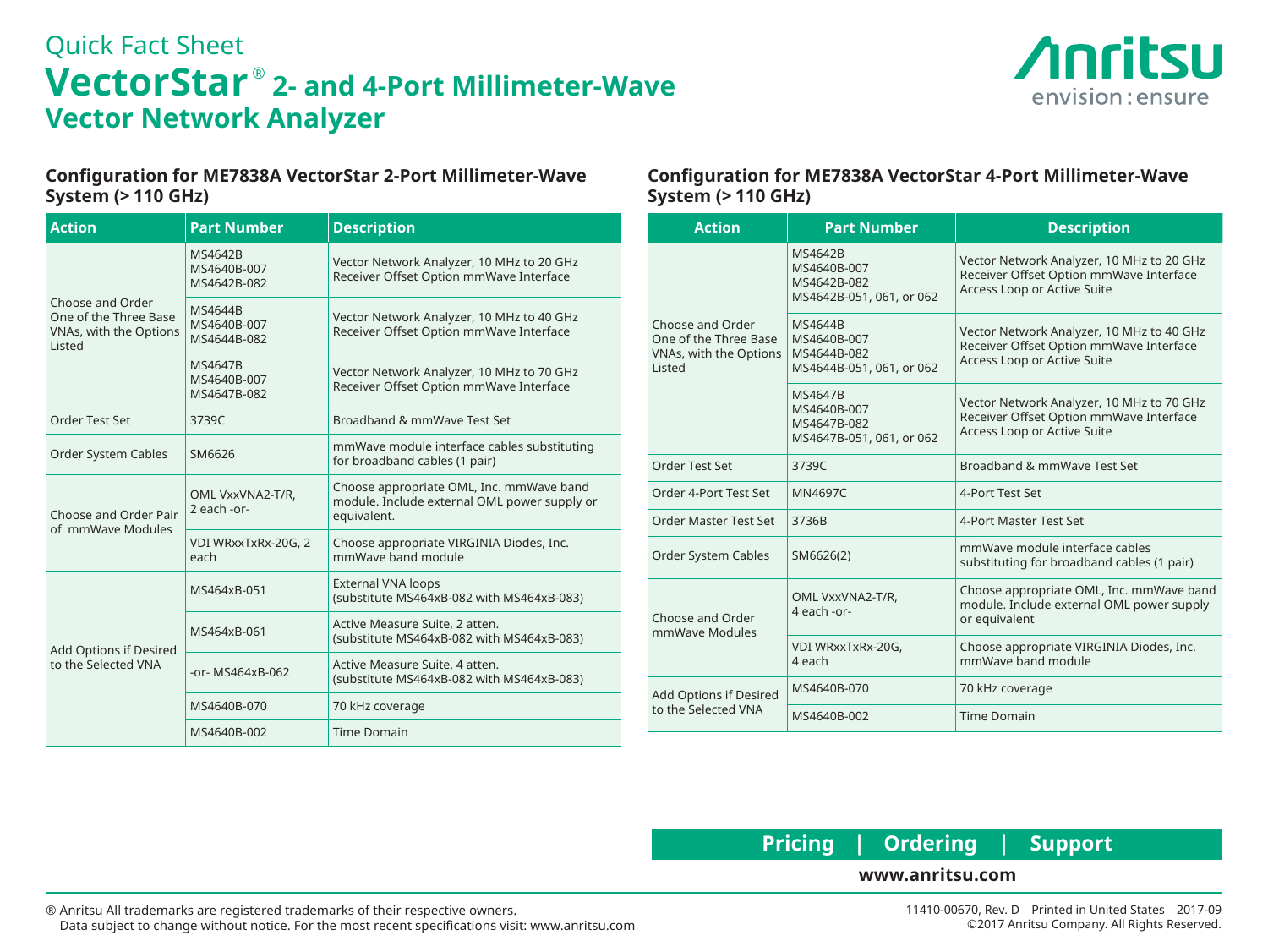# Quick Fact Sheet

# VectorStar® 2- and 4-Port Millimeter-Wave Vector Network Analyzer

Anritsu envision : ensure

### Configuration for ME7838A VectorStar 2-Port Millimeter-Wave System (> 110 GHz)

| Action | Part Number | Description |
|---|---|---|
| Choose and Order One of the Three Base VNAs, with the Options Listed | MS4642B<br>MS4640B-007<br>MS4642B-082 | Vector Network Analyzer, 10 MHz to 20 GHz<br>Receiver Offset Option mmWave Interface |
| | MS4644B<br>MS4640B-007<br>MS4644B-082 | Vector Network Analyzer, 10 MHz to 40 GHz<br>Receiver Offset Option mmWave Interface |
| | MS4647B<br>MS4640B-007<br>MS4647B-082 | Vector Network Analyzer, 10 MHz to 70 GHz<br>Receiver Offset Option mmWave Interface |
| Order Test Set | 3739C | Broadband & mmWave Test Set |
| Order System Cables | SM6626 | mmWave module interface cables substituting for broadband cables (1 pair) |
| Choose and Order Pair of mmWave Modules | OML VxxVNA2-T/R, 2 each -or- | Choose appropriate OML, Inc. mmWave band module. Include external OML power supply or equivalent. |
| | VDI WRxxTxRx-20G, 2 each | Choose appropriate VIRGINIA Diodes, Inc. mmWave band module |
| Add Options if Desired to the Selected VNA | MS464xB-051 | External VNA loops<br>(substitute MS464xB-082 with MS464xB-083) |
| | MS464xB-061 | Active Measure Suite, 2 atten.<br>(substitute MS464xB-082 with MS464xB-083) |
| | -or- MS464xB-062 | Active Measure Suite, 4 atten.<br>(substitute MS464xB-082 with MS464xB-083) |
| | MS4640B-070 | 70 kHz coverage |
| | MS4640B-002 | Time Domain |

### Configuration for ME7838A VectorStar 4-Port Millimeter-Wave System (> 110 GHz)

| Action | Part Number | Description |
|---|---|---|
| Choose and Order One of the Three Base VNAs, with the Options Listed | MS4642B<br>MS4640B-007<br>MS4642B-082<br>MS4642B-051, 061, or 062 | Vector Network Analyzer, 10 MHz to 20 GHz<br>Receiver Offset Option mmWave Interface<br>Access Loop or Active Suite |
| | MS4644B<br>MS4640B-007<br>MS4644B-082<br>MS4644B-051, 061, or 062 | Vector Network Analyzer, 10 MHz to 40 GHz<br>Receiver Offset Option mmWave Interface<br>Access Loop or Active Suite |
| | MS4647B<br>MS4640B-007<br>MS4647B-082<br>MS4647B-051, 061, or 062 | Vector Network Analyzer, 10 MHz to 70 GHz<br>Receiver Offset Option mmWave Interface<br>Access Loop or Active Suite |
| Order Test Set | 3739C | Broadband & mmWave Test Set |
| Order 4-Port Test Set | MN4697C | 4-Port Test Set |
| Order Master Test Set | 3736B | 4-Port Master Test Set |
| Order System Cables | SM6626(2) | mmWave module interface cables substituting for broadband cables (1 pair) |
| Choose and Order mmWave Modules | OML VxxVNA2-T/R, 4 each -or- | Choose appropriate OML, Inc. mmWave band module. Include external OML power supply or equivalent |
| | VDI WRxxTxRx-20G, 4 each | Choose appropriate VIRGINIA Diodes, Inc. mmWave band module |
| Add Options if Desired to the Selected VNA | MS4640B-070 | 70 kHz coverage |
| | MS4640B-002 | Time Domain |

**Pricing | Ordering | Support**

**www.anritsu.com**

® Anritsu All trademarks are registered trademarks of their respective owners.
Data subject to change without notice. For the most recent specifications visit: www.anritsu.com

11410-00670, Rev. D Printed in United States 2017-09
©2017 Anritsu Company. All Rights Reserved.